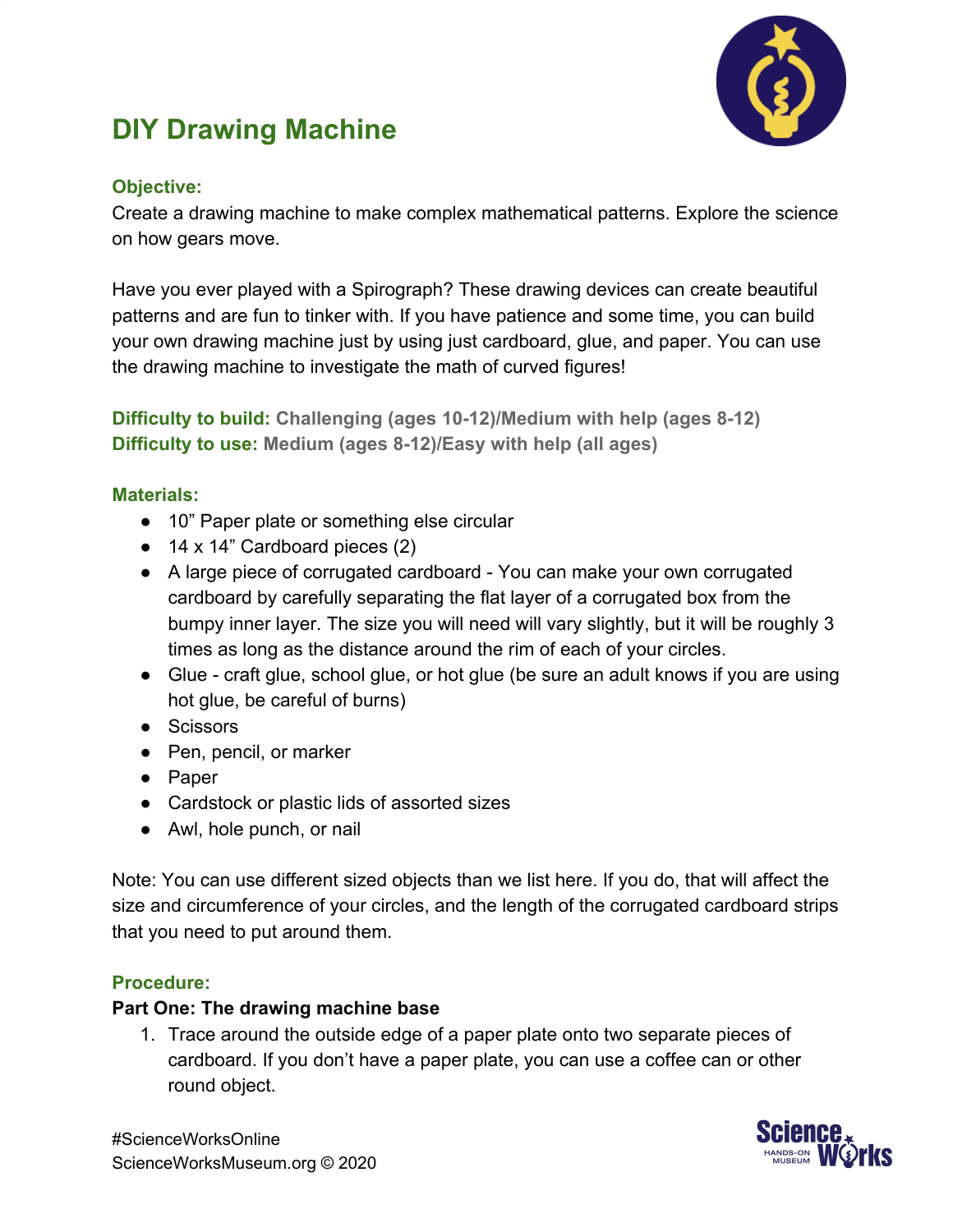# DIY Drawing Machine

**Objective:**

Create a drawing machine to make complex mathematical patterns. Explore the science on how gears move.

Have you ever played with a Spirograph? These drawing devices can create beautiful patterns and are fun to tinker with. If you have patience and some time, you can build your own drawing machine just by using just cardboard, glue, and paper. You can use the drawing machine to investigate the math of curved figures!

**Difficulty to build:** **Challenging (ages 10-12)/Medium with help (ages 8-12)**
**Difficulty to use:** **Medium (ages 8-12)/Easy with help (all ages)**

**Materials:**

- 10” Paper plate or something else circular
- 14 x 14” Cardboard pieces (2)
- A large piece of corrugated cardboard - You can make your own corrugated cardboard by carefully separating the flat layer of a corrugated box from the bumpy inner layer. The size you will need will vary slightly, but it will be roughly 3 times as long as the distance around the rim of each of your circles.
- Glue - craft glue, school glue, or hot glue (be sure an adult knows if you are using hot glue, be careful of burns)
- Scissors
- Pen, pencil, or marker
- Paper
- Cardstock or plastic lids of assorted sizes
- Awl, hole punch, or nail

Note: You can use different sized objects than we list here. If you do, that will affect the size and circumference of your circles, and the length of the corrugated cardboard strips that you need to put around them.

**Procedure:**

**Part One: The drawing machine base**

1. Trace around the outside edge of a paper plate onto two separate pieces of cardboard. If you don’t have a paper plate, you can use a coffee can or other round object.

#ScienceWorksOnline
ScienceWorksMuseum.org © 2020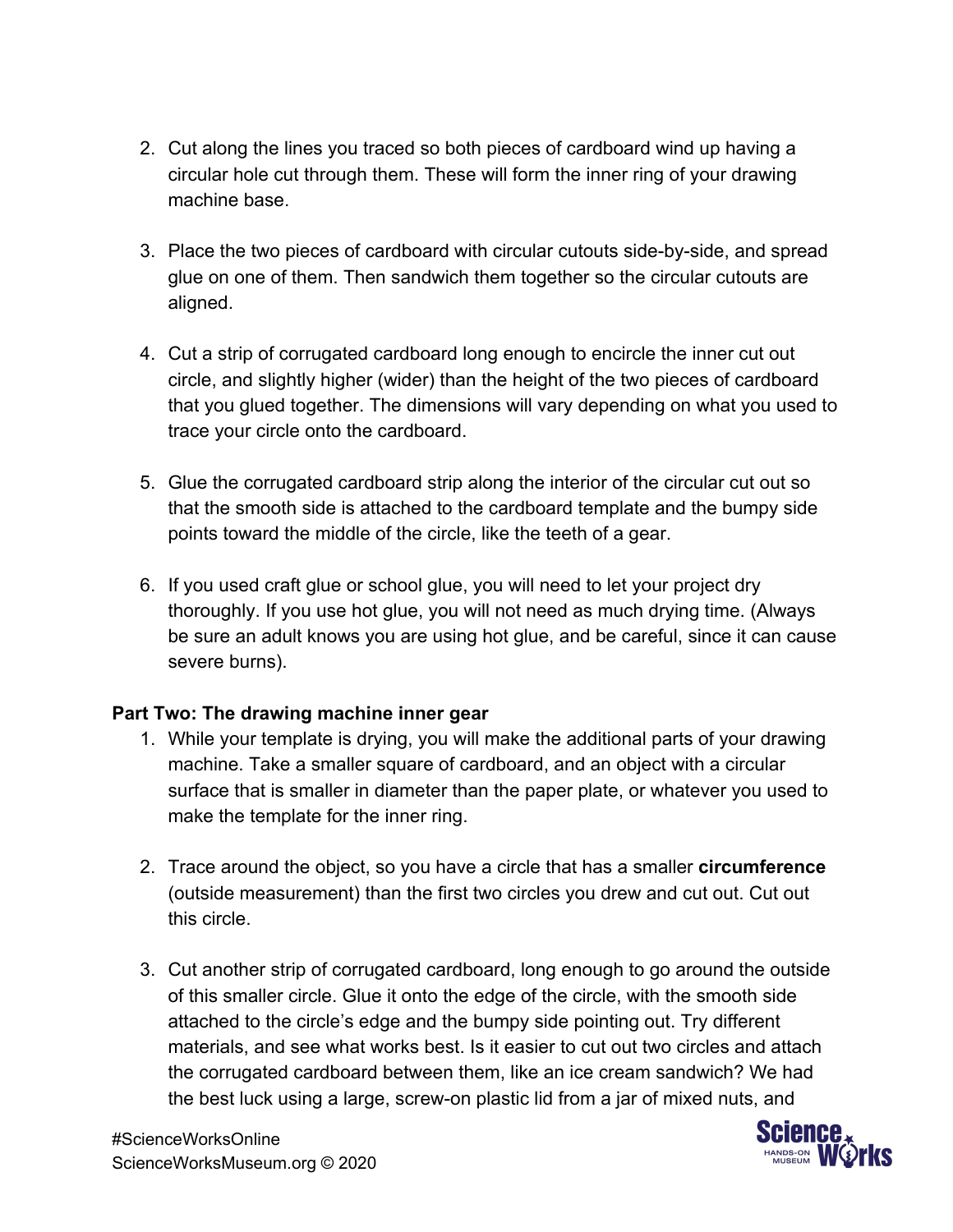2. Cut along the lines you traced so both pieces of cardboard wind up having a circular hole cut through them. These will form the inner ring of your drawing machine base.

3. Place the two pieces of cardboard with circular cutouts side-by-side, and spread glue on one of them. Then sandwich them together so the circular cutouts are aligned.

4. Cut a strip of corrugated cardboard long enough to encircle the inner cut out circle, and slightly higher (wider) than the height of the two pieces of cardboard that you glued together. The dimensions will vary depending on what you used to trace your circle onto the cardboard.

5. Glue the corrugated cardboard strip along the interior of the circular cut out so that the smooth side is attached to the cardboard template and the bumpy side points toward the middle of the circle, like the teeth of a gear.

6. If you used craft glue or school glue, you will need to let your project dry thoroughly. If you use hot glue, you will not need as much drying time. (Always be sure an adult knows you are using hot glue, and be careful, since it can cause severe burns).

**Part Two: The drawing machine inner gear**

1. While your template is drying, you will make the additional parts of your drawing machine. Take a smaller square of cardboard, and an object with a circular surface that is smaller in diameter than the paper plate, or whatever you used to make the template for the inner ring.

2. Trace around the object, so you have a circle that has a smaller **circumference** (outside measurement) than the first two circles you drew and cut out. Cut out this circle.

3. Cut another strip of corrugated cardboard, long enough to go around the outside of this smaller circle. Glue it onto the edge of the circle, with the smooth side attached to the circle's edge and the bumpy side pointing out. Try different materials, and see what works best. Is it easier to cut out two circles and attach the corrugated cardboard between them, like an ice cream sandwich? We had the best luck using a large, screw-on plastic lid from a jar of mixed nuts, and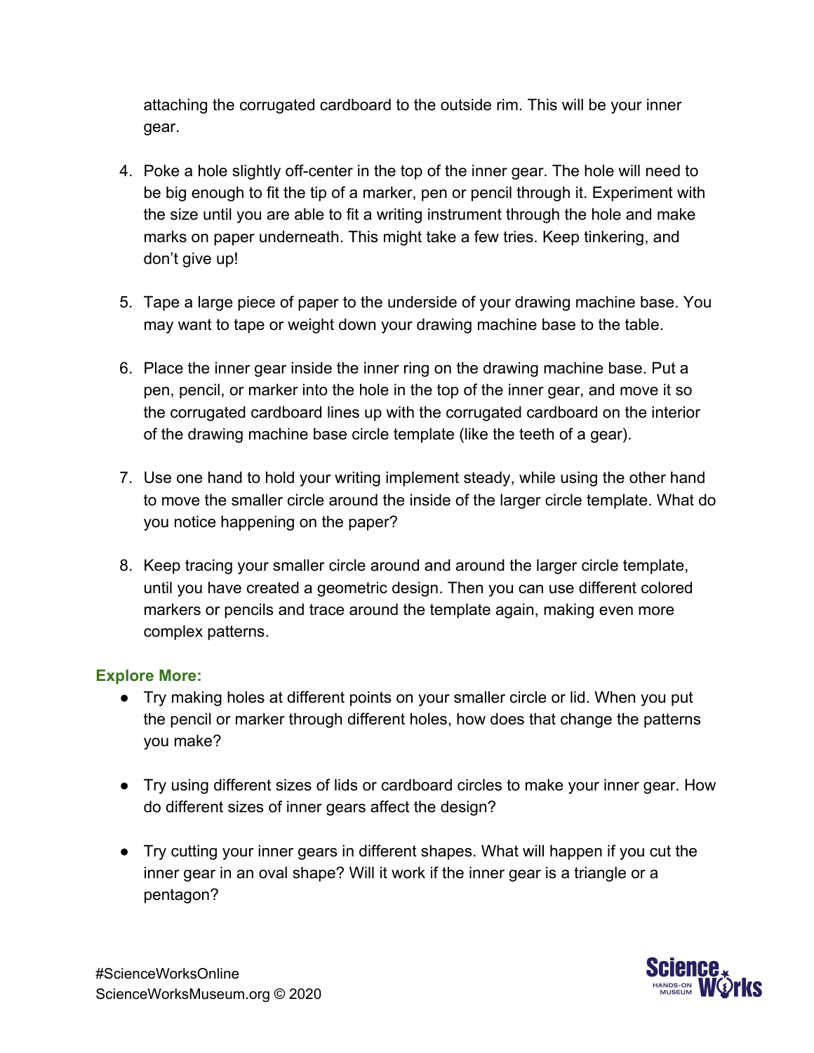attaching the corrugated cardboard to the outside rim. This will be your inner gear.

4. Poke a hole slightly off-center in the top of the inner gear. The hole will need to be big enough to fit the tip of a marker, pen or pencil through it. Experiment with the size until you are able to fit a writing instrument through the hole and make marks on paper underneath. This might take a few tries. Keep tinkering, and don't give up!

5. Tape a large piece of paper to the underside of your drawing machine base. You may want to tape or weight down your drawing machine base to the table.

6. Place the inner gear inside the inner ring on the drawing machine base. Put a pen, pencil, or marker into the hole in the top of the inner gear, and move it so the corrugated cardboard lines up with the corrugated cardboard on the interior of the drawing machine base circle template (like the teeth of a gear).

7. Use one hand to hold your writing implement steady, while using the other hand to move the smaller circle around the inside of the larger circle template. What do you notice happening on the paper?

8. Keep tracing your smaller circle around and around the larger circle template, until you have created a geometric design. Then you can use different colored markers or pencils and trace around the template again, making even more complex patterns.

### Explore More:

- Try making holes at different points on your smaller circle or lid. When you put the pencil or marker through different holes, how does that change the patterns you make?

- Try using different sizes of lids or cardboard circles to make your inner gear. How do different sizes of inner gears affect the design?

- Try cutting your inner gears in different shapes. What will happen if you cut the inner gear in an oval shape? Will it work if the inner gear is a triangle or a pentagon?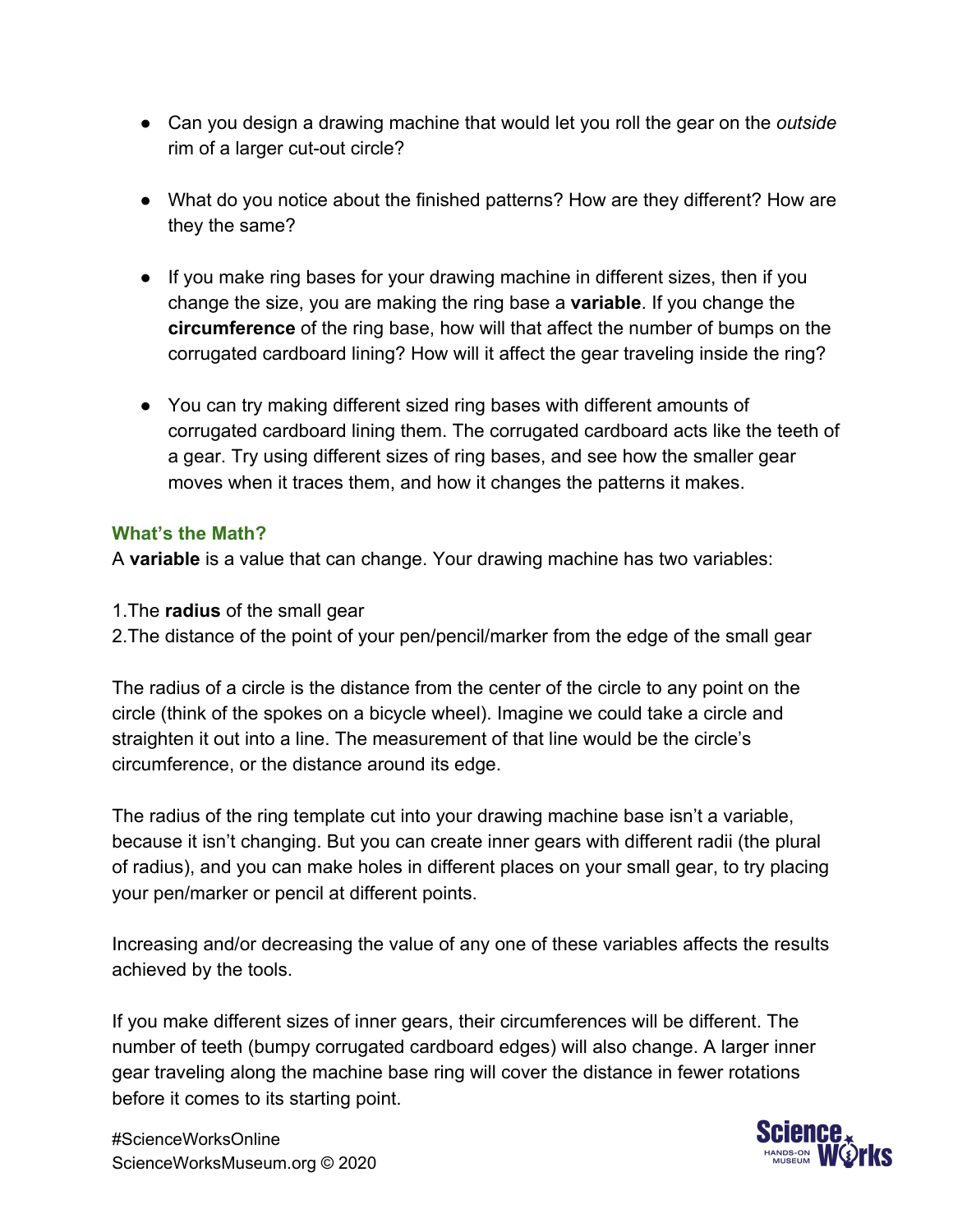- Can you design a drawing machine that would let you roll the gear on the *outside* rim of a larger cut-out circle?

- What do you notice about the finished patterns? How are they different? How are they the same?

- If you make ring bases for your drawing machine in different sizes, then if you change the size, you are making the ring base a **variable**. If you change the **circumference** of the ring base, how will that affect the number of bumps on the corrugated cardboard lining? How will it affect the gear traveling inside the ring?

- You can try making different sized ring bases with different amounts of corrugated cardboard lining them. The corrugated cardboard acts like the teeth of a gear. Try using different sizes of ring bases, and see how the smaller gear moves when it traces them, and how it changes the patterns it makes.

### What's the Math?

A **variable** is a value that can change. Your drawing machine has two variables:

1. The **radius** of the small gear
2. The distance of the point of your pen/pencil/marker from the edge of the small gear

The radius of a circle is the distance from the center of the circle to any point on the circle (think of the spokes on a bicycle wheel). Imagine we could take a circle and straighten it out into a line. The measurement of that line would be the circle's circumference, or the distance around its edge.

The radius of the ring template cut into your drawing machine base isn't a variable, because it isn't changing. But you can create inner gears with different radii (the plural of radius), and you can make holes in different places on your small gear, to try placing your pen/marker or pencil at different points.

Increasing and/or decreasing the value of any one of these variables affects the results achieved by the tools.

If you make different sizes of inner gears, their circumferences will be different. The number of teeth (bumpy corrugated cardboard edges) will also change. A larger inner gear traveling along the machine base ring will cover the distance in fewer rotations before it comes to its starting point.

#ScienceWorksOnline
ScienceWorksMuseum.org © 2020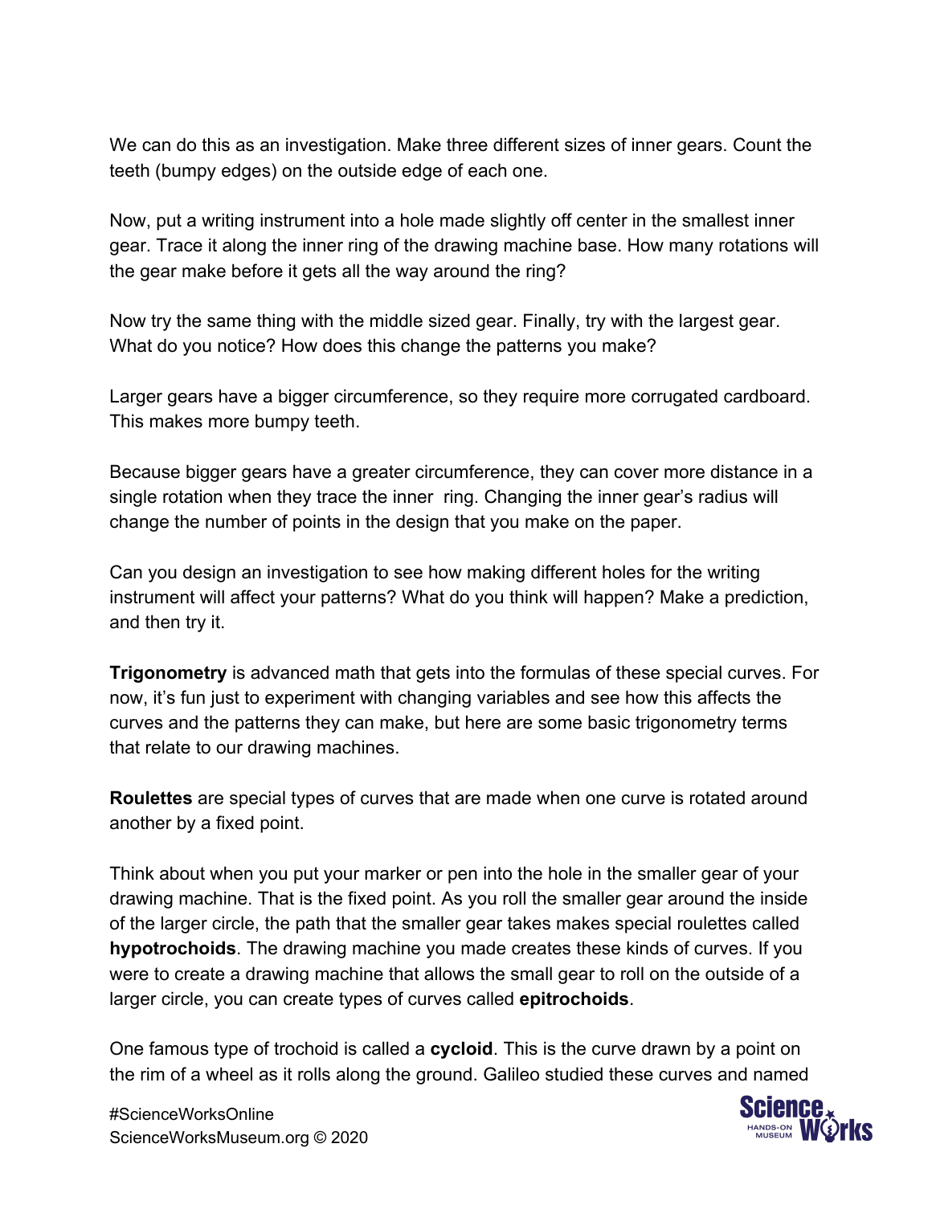We can do this as an investigation. Make three different sizes of inner gears. Count the teeth (bumpy edges) on the outside edge of each one.

Now, put a writing instrument into a hole made slightly off center in the smallest inner gear. Trace it along the inner ring of the drawing machine base. How many rotations will the gear make before it gets all the way around the ring?

Now try the same thing with the middle sized gear. Finally, try with the largest gear. What do you notice? How does this change the patterns you make?

Larger gears have a bigger circumference, so they require more corrugated cardboard. This makes more bumpy teeth.

Because bigger gears have a greater circumference, they can cover more distance in a single rotation when they trace the inner ring. Changing the inner gear's radius will change the number of points in the design that you make on the paper.

Can you design an investigation to see how making different holes for the writing instrument will affect your patterns? What do you think will happen? Make a prediction, and then try it.

**Trigonometry** is advanced math that gets into the formulas of these special curves. For now, it's fun just to experiment with changing variables and see how this affects the curves and the patterns they can make, but here are some basic trigonometry terms that relate to our drawing machines.

**Roulettes** are special types of curves that are made when one curve is rotated around another by a fixed point.

Think about when you put your marker or pen into the hole in the smaller gear of your drawing machine. That is the fixed point. As you roll the smaller gear around the inside of the larger circle, the path that the smaller gear takes makes special roulettes called **hypotrochoids**. The drawing machine you made creates these kinds of curves. If you were to create a drawing machine that allows the small gear to roll on the outside of a larger circle, you can create types of curves called **epitrochoids**.

One famous type of trochoid is called a **cycloid**. This is the curve drawn by a point on the rim of a wheel as it rolls along the ground. Galileo studied these curves and named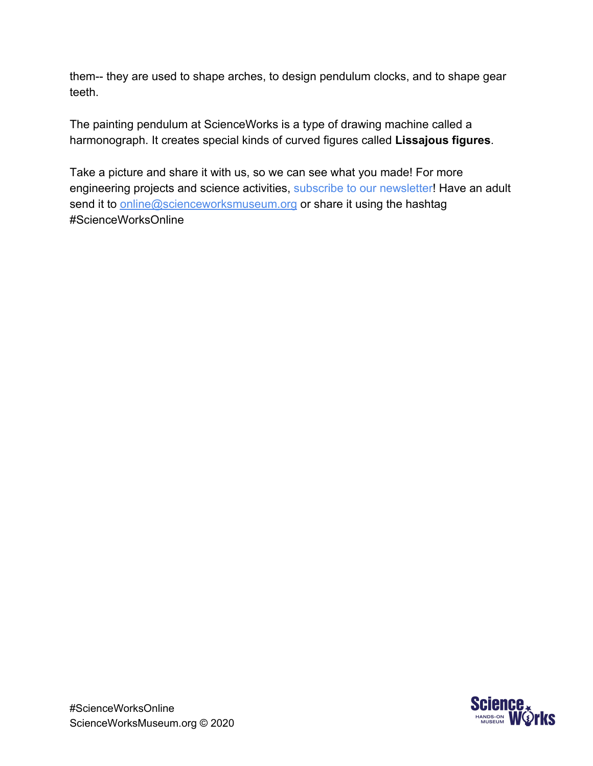them-- they are used to shape arches, to design pendulum clocks, and to shape gear teeth.

The painting pendulum at ScienceWorks is a type of drawing machine called a harmonograph. It creates special kinds of curved figures called **Lissajous figures**.

Take a picture and share it with us, so we can see what you made! For more engineering projects and science activities, subscribe to our newsletter! Have an adult send it to online@scienceworksmuseum.org or share it using the hashtag #ScienceWorksOnline